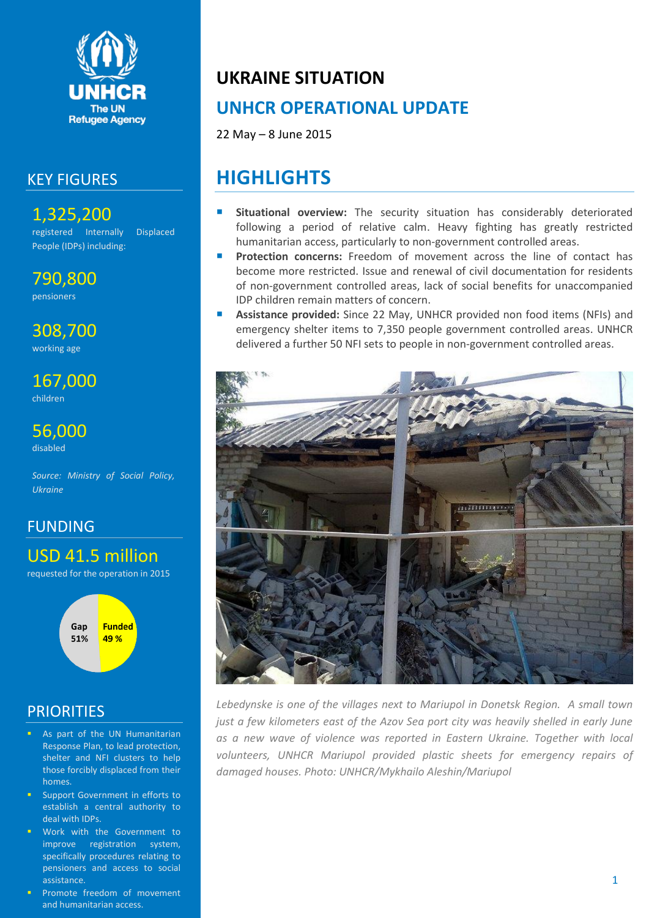# UKRAINE SITUATION

## UNHCR OPERATIONAL UPDATE

22 May – 8 June 2015

## HIGHLIGHTS

- **Situational overview:** The security situation has considerably deteriorated following a period of relative calm. Heavy fighting has greatly restricted humanitarian access, particularly to non-government controlled areas.
- **Protection concerns:** Freedom of movement across the line of contact has become more restricted. Issue and renewal of civil documentation for residents of non-government controlled areas, lack of social benefits for unaccompanied IDP children remain matters of concern.
- **Assistance provided:** Since 22 May, UNHCR provided non food items (NFIs) and emergency shelter items to 7,350 people government controlled areas. UNHCR delivered a further 50 NFI sets to people in non-government controlled areas.

*Lebedynske is one of the villages next to Mariupol in Donetsk Region. A small town just a few kilometers east of the Azov Sea port city was heavily shelled in early June as a new wave of violence was reported in Eastern Ukraine. Together with local volunteers, UNHCR Mariupol provided plastic sheets for emergency repairs of damaged houses. Photo: UNHCR/Mykhailo Aleshin/Mariupol*

## KEY FIGURES

**1,325,200**
registered Internally Displaced People (IDPs) including:

**790,800**
pensioners

**308,700**
working age

**167,000**
children

**56,000**
disabled

*Source: Ministry of Social Policy, Ukraine*

## FUNDING

**USD 41.5 million**
requested for the operation in 2015

Gap 51%
Funded 49 %

## PRIORITIES

- As part of the UN Humanitarian Response Plan, to lead protection, shelter and NFI clusters to help those forcibly displaced from their homes.
- Support Government in efforts to establish a central authority to deal with IDPs.
- Work with the Government to improve registration system, specifically procedures relating to pensioners and access to social assistance.
- Promote freedom of movement and humanitarian access.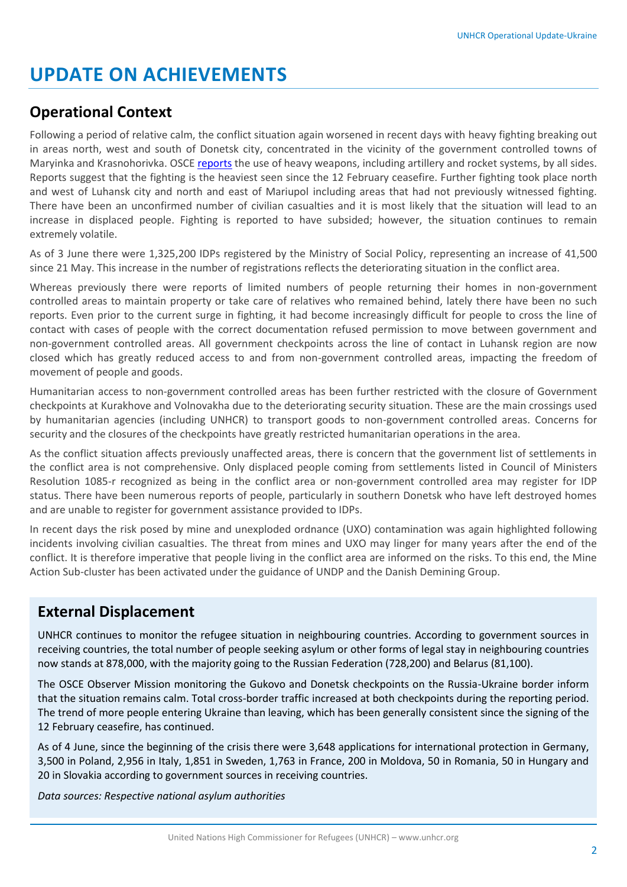# UPDATE ON ACHIEVEMENTS

## Operational Context

Following a period of relative calm, the conflict situation again worsened in recent days with heavy fighting breaking out in areas north, west and south of Donetsk city, concentrated in the vicinity of the government controlled towns of Maryinka and Krasnohorivka. OSCE reports the use of heavy weapons, including artillery and rocket systems, by all sides. Reports suggest that the fighting is the heaviest seen since the 12 February ceasefire. Further fighting took place north and west of Luhansk city and north and east of Mariupol including areas that had not previously witnessed fighting. There have been an unconfirmed number of civilian casualties and it is most likely that the situation will lead to an increase in displaced people. Fighting is reported to have subsided; however, the situation continues to remain extremely volatile.

As of 3 June there were 1,325,200 IDPs registered by the Ministry of Social Policy, representing an increase of 41,500 since 21 May. This increase in the number of registrations reflects the deteriorating situation in the conflict area.

Whereas previously there were reports of limited numbers of people returning their homes in non-government controlled areas to maintain property or take care of relatives who remained behind, lately there have been no such reports. Even prior to the current surge in fighting, it had become increasingly difficult for people to cross the line of contact with cases of people with the correct documentation refused permission to move between government and non-government controlled areas. All government checkpoints across the line of contact in Luhansk region are now closed which has greatly reduced access to and from non-government controlled areas, impacting the freedom of movement of people and goods.

Humanitarian access to non-government controlled areas has been further restricted with the closure of Government checkpoints at Kurakhove and Volnovakha due to the deteriorating security situation. These are the main crossings used by humanitarian agencies (including UNHCR) to transport goods to non-government controlled areas. Concerns for security and the closures of the checkpoints have greatly restricted humanitarian operations in the area.

As the conflict situation affects previously unaffected areas, there is concern that the government list of settlements in the conflict area is not comprehensive. Only displaced people coming from settlements listed in Council of Ministers Resolution 1085-r recognized as being in the conflict area or non-government controlled area may register for IDP status. There have been numerous reports of people, particularly in southern Donetsk who have left destroyed homes and are unable to register for government assistance provided to IDPs.

In recent days the risk posed by mine and unexploded ordnance (UXO) contamination was again highlighted following incidents involving civilian casualties. The threat from mines and UXO may linger for many years after the end of the conflict. It is therefore imperative that people living in the conflict area are informed on the risks. To this end, the Mine Action Sub-cluster has been activated under the guidance of UNDP and the Danish Demining Group.

## External Displacement

UNHCR continues to monitor the refugee situation in neighbouring countries. According to government sources in receiving countries, the total number of people seeking asylum or other forms of legal stay in neighbouring countries now stands at 878,000, with the majority going to the Russian Federation (728,200) and Belarus (81,100).

The OSCE Observer Mission monitoring the Gukovo and Donetsk checkpoints on the Russia-Ukraine border inform that the situation remains calm. Total cross-border traffic increased at both checkpoints during the reporting period. The trend of more people entering Ukraine than leaving, which has been generally consistent since the signing of the 12 February ceasefire, has continued.

As of 4 June, since the beginning of the crisis there were 3,648 applications for international protection in Germany, 3,500 in Poland, 2,956 in Italy, 1,851 in Sweden, 1,763 in France, 200 in Moldova, 50 in Romania, 50 in Hungary and 20 in Slovakia according to government sources in receiving countries.

*Data sources: Respective national asylum authorities*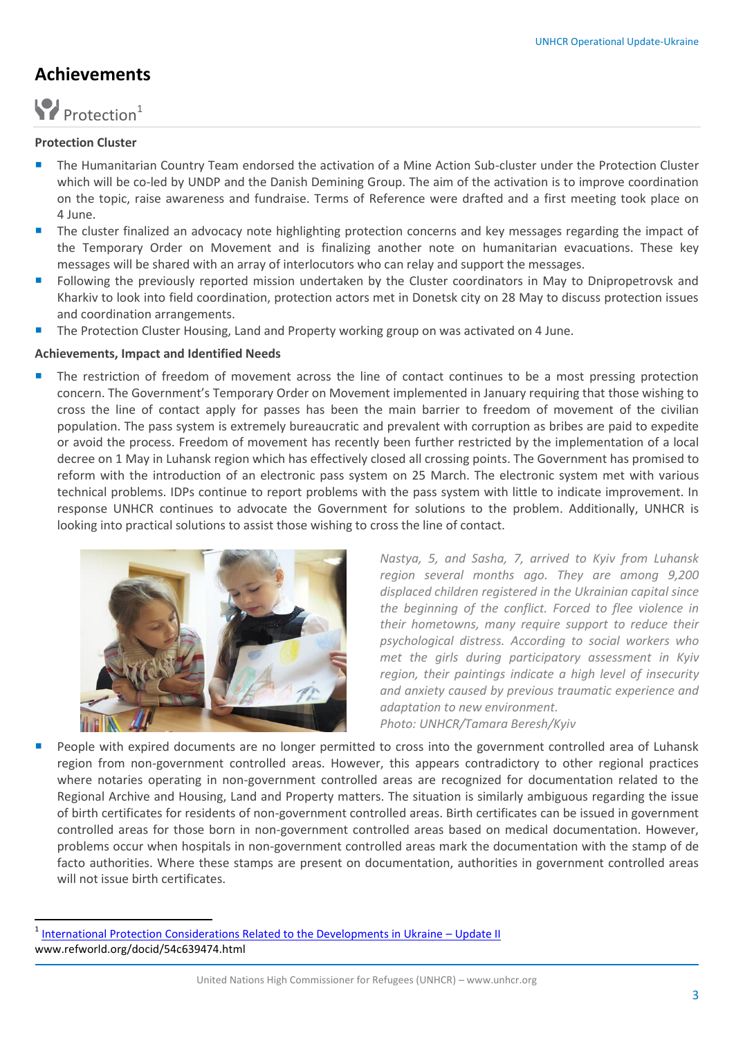# Achievements

## Protection[1]

### Protection Cluster

- The Humanitarian Country Team endorsed the activation of a Mine Action Sub-cluster under the Protection Cluster which will be co-led by UNDP and the Danish Demining Group. The aim of the activation is to improve coordination on the topic, raise awareness and fundraise. Terms of Reference were drafted and a first meeting took place on 4 June.
- The cluster finalized an advocacy note highlighting protection concerns and key messages regarding the impact of the Temporary Order on Movement and is finalizing another note on humanitarian evacuations. These key messages will be shared with an array of interlocutors who can relay and support the messages.
- Following the previously reported mission undertaken by the Cluster coordinators in May to Dnipropetrovsk and Kharkiv to look into field coordination, protection actors met in Donetsk city on 28 May to discuss protection issues and coordination arrangements.
- The Protection Cluster Housing, Land and Property working group on was activated on 4 June.

### Achievements, Impact and Identified Needs

- The restriction of freedom of movement across the line of contact continues to be a most pressing protection concern. The Government's Temporary Order on Movement implemented in January requiring that those wishing to cross the line of contact apply for passes has been the main barrier to freedom of movement of the civilian population. The pass system is extremely bureaucratic and prevalent with corruption as bribes are paid to expedite or avoid the process. Freedom of movement has recently been further restricted by the implementation of a local decree on 1 May in Luhansk region which has effectively closed all crossing points. The Government has promised to reform with the introduction of an electronic pass system on 25 March. The electronic system met with various technical problems. IDPs continue to report problems with the pass system with little to indicate improvement. In response UNHCR continues to advocate the Government for solutions to the problem. Additionally, UNHCR is looking into practical solutions to assist those wishing to cross the line of contact.

*Nastya, 5, and Sasha, 7, arrived to Kyiv from Luhansk region several months ago. They are among 9,200 displaced children registered in the Ukrainian capital since the beginning of the conflict. Forced to flee violence in their hometowns, many require support to reduce their psychological distress. According to social workers who met the girls during participatory assessment in Kyiv region, their paintings indicate a high level of insecurity and anxiety caused by previous traumatic experience and adaptation to new environment.*
*Photo: UNHCR/Tamara Beresh/Kyiv*

- People with expired documents are no longer permitted to cross into the government controlled area of Luhansk region from non-government controlled areas. However, this appears contradictory to other regional practices where notaries operating in non-government controlled areas are recognized for documentation related to the Regional Archive and Housing, Land and Property matters. The situation is similarly ambiguous regarding the issue of birth certificates for residents of non-government controlled areas. Birth certificates can be issued in government controlled areas for those born in non-government controlled areas based on medical documentation. However, problems occur when hospitals in non-government controlled areas mark the documentation with the stamp of de facto authorities. Where these stamps are present on documentation, authorities in government controlled areas will not issue birth certificates.

---

[1] International Protection Considerations Related to the Developments in Ukraine – Update II
www.refworld.org/docid/54c639474.html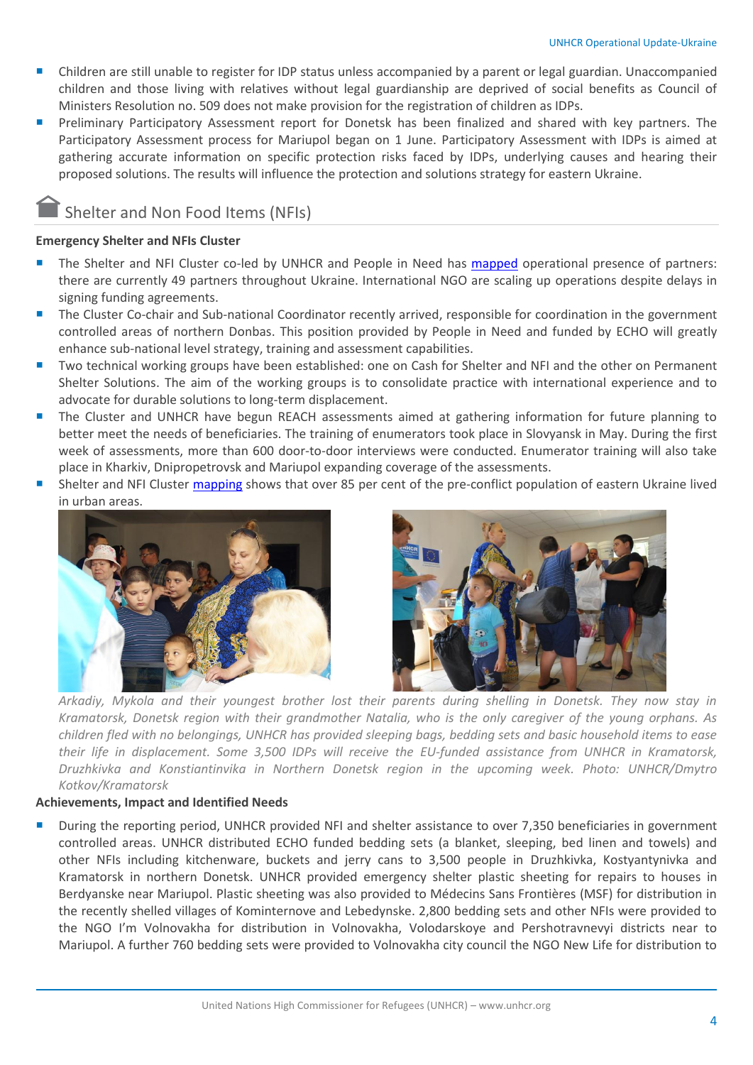- Children are still unable to register for IDP status unless accompanied by a parent or legal guardian. Unaccompanied children and those living with relatives without legal guardianship are deprived of social benefits as Council of Ministers Resolution no. 509 does not make provision for the registration of children as IDPs.
- Preliminary Participatory Assessment report for Donetsk has been finalized and shared with key partners. The Participatory Assessment process for Mariupol began on 1 June. Participatory Assessment with IDPs is aimed at gathering accurate information on specific protection risks faced by IDPs, underlying causes and hearing their proposed solutions. The results will influence the protection and solutions strategy for eastern Ukraine.

## Shelter and Non Food Items (NFIs)

**Emergency Shelter and NFIs Cluster**

- The Shelter and NFI Cluster co-led by UNHCR and People in Need has mapped operational presence of partners: there are currently 49 partners throughout Ukraine. International NGO are scaling up operations despite delays in signing funding agreements.
- The Cluster Co-chair and Sub-national Coordinator recently arrived, responsible for coordination in the government controlled areas of northern Donbas. This position provided by People in Need and funded by ECHO will greatly enhance sub-national level strategy, training and assessment capabilities.
- Two technical working groups have been established: one on Cash for Shelter and NFI and the other on Permanent Shelter Solutions. The aim of the working groups is to consolidate practice with international experience and to advocate for durable solutions to long-term displacement.
- The Cluster and UNHCR have begun REACH assessments aimed at gathering information for future planning to better meet the needs of beneficiaries. The training of enumerators took place in Slovyansk in May. During the first week of assessments, more than 600 door-to-door interviews were conducted. Enumerator training will also take place in Kharkiv, Dnipropetrovsk and Mariupol expanding coverage of the assessments.
- Shelter and NFI Cluster mapping shows that over 85 per cent of the pre-conflict population of eastern Ukraine lived in urban areas.

*Arkadiy, Mykola and their youngest brother lost their parents during shelling in Donetsk. They now stay in Kramatorsk, Donetsk region with their grandmother Natalia, who is the only caregiver of the young orphans. As children fled with no belongings, UNHCR has provided sleeping bags, bedding sets and basic household items to ease their life in displacement. Some 3,500 IDPs will receive the EU-funded assistance from UNHCR in Kramatorsk, Druzhkivka and Konstiantinvika in Northern Donetsk region in the upcoming week. Photo: UNHCR/Dmytro Kotkov/Kramatorsk*

**Achievements, Impact and Identified Needs**

- During the reporting period, UNHCR provided NFI and shelter assistance to over 7,350 beneficiaries in government controlled areas. UNHCR distributed ECHO funded bedding sets (a blanket, sleeping, bed linen and towels) and other NFIs including kitchenware, buckets and jerry cans to 3,500 people in Druzhkivka, Kostyantynivka and Kramatorsk in northern Donetsk. UNHCR provided emergency shelter plastic sheeting for repairs to houses in Berdyanske near Mariupol. Plastic sheeting was also provided to Médecins Sans Frontières (MSF) for distribution in the recently shelled villages of Kominternove and Lebedynske. 2,800 bedding sets and other NFIs were provided to the NGO I'm Volnovakha for distribution in Volnovakha, Volodarskoye and Pershotravnevyi districts near to Mariupol. A further 760 bedding sets were provided to Volnovakha city council the NGO New Life for distribution to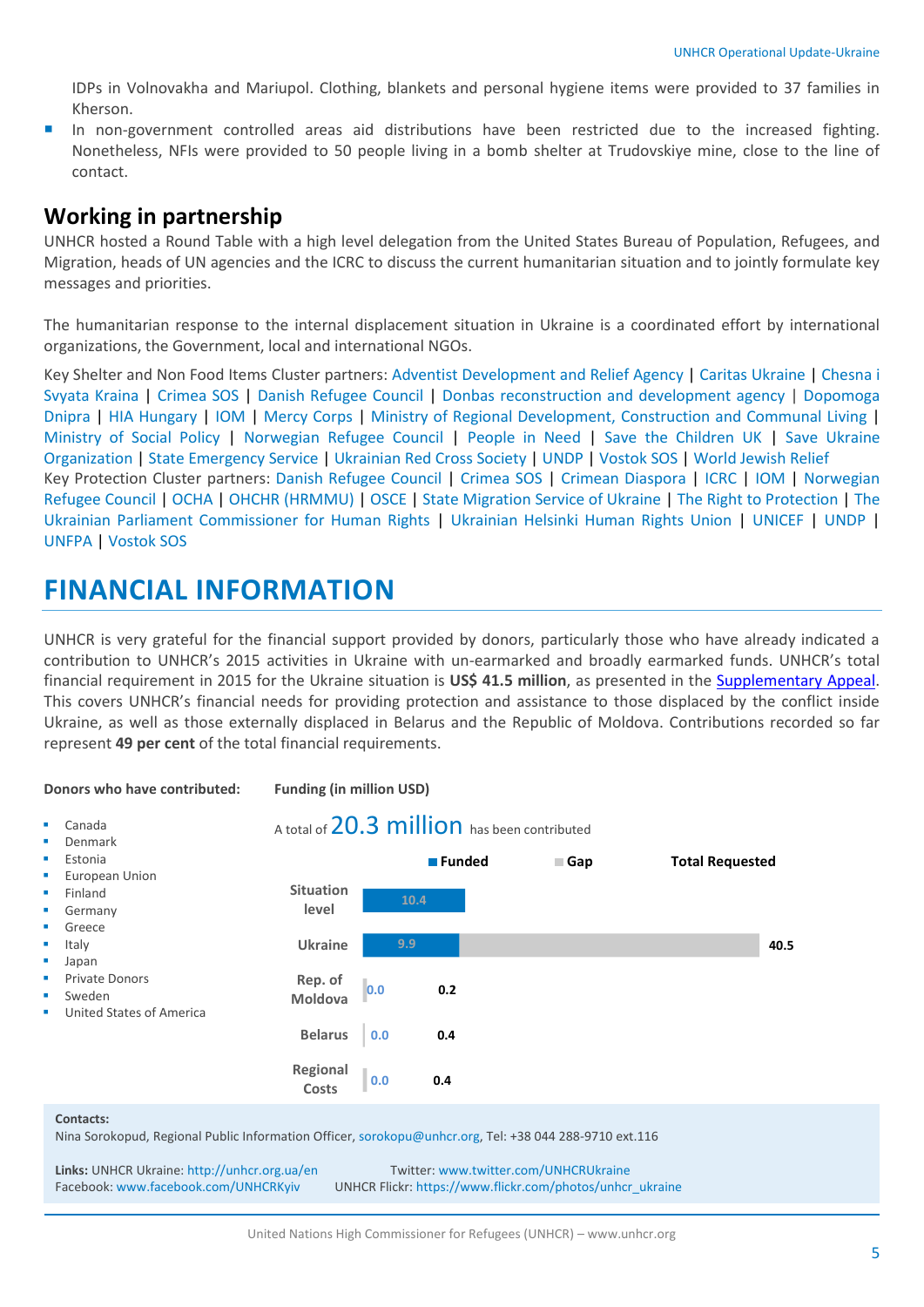IDPs in Volnovakha and Mariupol. Clothing, blankets and personal hygiene items were provided to 37 families in Kherson.

- In non-government controlled areas aid distributions have been restricted due to the increased fighting. Nonetheless, NFIs were provided to 50 people living in a bomb shelter at Trudovskiye mine, close to the line of contact.

## Working in partnership

UNHCR hosted a Round Table with a high level delegation from the United States Bureau of Population, Refugees, and Migration, heads of UN agencies and the ICRC to discuss the current humanitarian situation and to jointly formulate key messages and priorities.

The humanitarian response to the internal displacement situation in Ukraine is a coordinated effort by international organizations, the Government, local and international NGOs.

Key Shelter and Non Food Items Cluster partners: Adventist Development and Relief Agency | Caritas Ukraine | Chesna i Svyata Kraina | Crimea SOS | Danish Refugee Council | Donbas reconstruction and development agency | Dopomoga Dnipra | HIA Hungary | IOM | Mercy Corps | Ministry of Regional Development, Construction and Communal Living | Ministry of Social Policy | Norwegian Refugee Council | People in Need | Save the Children UK | Save Ukraine Organization | State Emergency Service | Ukrainian Red Cross Society | UNDP | Vostok SOS | World Jewish Relief

Key Protection Cluster partners: Danish Refugee Council | Crimea SOS | Crimean Diaspora | ICRC | IOM | Norwegian Refugee Council | OCHA | OHCHR (HRMMU) | OSCE | State Migration Service of Ukraine | The Right to Protection | The Ukrainian Parliament Commissioner for Human Rights | Ukrainian Helsinki Human Rights Union | UNICEF | UNDP | UNFPA | Vostok SOS

# FINANCIAL INFORMATION

UNHCR is very grateful for the financial support provided by donors, particularly those who have already indicated a contribution to UNHCR's 2015 activities in Ukraine with un-earmarked and broadly earmarked funds. UNHCR's total financial requirement in 2015 for the Ukraine situation is **US$ 41.5 million**, as presented in the Supplementary Appeal. This covers UNHCR's financial needs for providing protection and assistance to those displaced by the conflict inside Ukraine, as well as those externally displaced in Belarus and the Republic of Moldova. Contributions recorded so far represent **49 per cent** of the total financial requirements.

**Donors who have contributed:**

- Canada
- Denmark
- Estonia
- European Union
- Finland
- Germany
- Greece
- Italy
- Japan
- Private Donors
- Sweden
- United States of America

**Funding (in million USD)**

A total of 20.3 million has been contributed

| | Funded | Total Requested |
|---|---|---|
| Situation level | 10.4 | |
| Ukraine | 9.9 | 40.5 |
| Rep. of Moldova | 0.0 | 0.2 |
| Belarus | 0.0 | 0.4 |
| Regional Costs | 0.0 | 0.4 |

**Contacts:**
Nina Sorokopud, Regional Public Information Officer, sorokopu@unhcr.org, Tel: +38 044 288-9710 ext.116

**Links:** UNHCR Ukraine: http://unhcr.org.ua/en Twitter: www.twitter.com/UNHCRUkraine
Facebook: www.facebook.com/UNHCRKyiv UNHCR Flickr: https://www.flickr.com/photos/unhcr_ukraine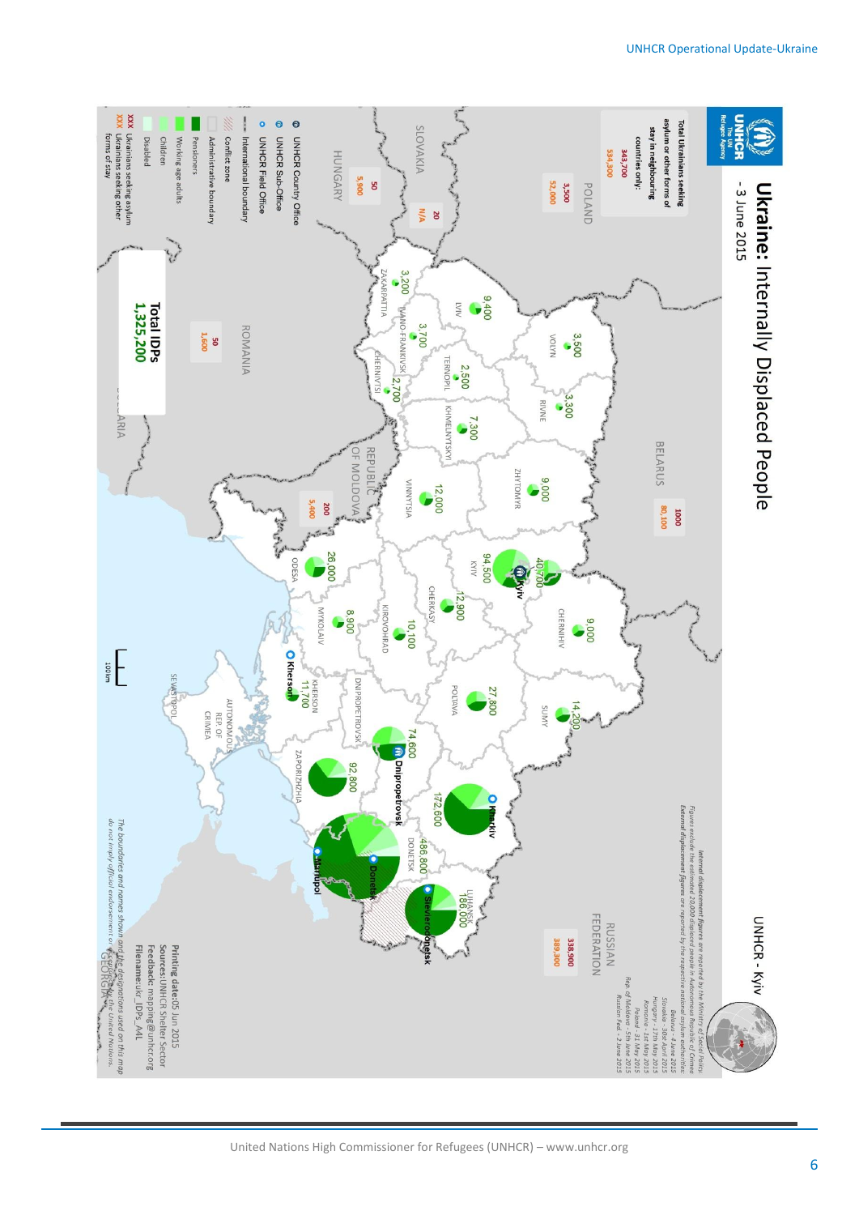# Ukraine: Internally Displaced People

- 3 June 2015

UNHCR - Kyiv

Total Ukrainians seeking asylum or other forms of stay in neighbouring countries only:

343,700

534,300

POLAND

3,500

52,000

SLOVAKIA

20

N/A

HUNGARY

50

5,900

ROMANIA

50

1,600

REPUBLIC OF MOLDOVA

200

5,400

BELARUS

1000

80,100

RUSSIAN FEDERATION

338,900

389,300

VOLYN 3,500

RIVNE 3,300

LVIV 9,400

TERNOPIL 2,500

ZAKARPATTIA 3,200

IVANO-FRANKIVSK 3,700

CHERNIVTSI 2,700

KHMELNYTSKYI 7,300

ZHYTOMYR 9,000

VINNYTSIA 12,000

KYIV 94,500

Kyiv 40,700

CHERNIHIV 9,000

CHERKASY 12,900

SUMY 14,200

POLTAVA 27,800

KIROVOHRAD 10,100

ODESA 26,000

MYKOLAIV 8,900

KHERSON 11,700

Kherson

DNIPROPETROVSK 74,600

Dnipropetrovsk

KHARKIV 172,600

Kharkiv

ZAPORIZHZHIA 92,800

DONETSK 486,800

Donetsk

Mariupol

LUHANSK 186,000

Sievierodonetsk

AUTONOMOUS REP OF CRIMEA

SEVASTOPOL

Total IDPs 1,325,200

- UNHCR Country Office
- UNHCR Sub-Office
- UNHCR Field Office
- International boundary
- Conflict zone
- Administrative boundary
- Pensioners
- Working age adults
- Children
- Disabled
- XXX Ukrainians seeking asylum
- XXX Ukrainians seeking other forms of stay

100km

*Internal displacement figures are reported by the Ministry of Social Policy. Figures exclude the estimated 20,000 displaced people in Autonomous Republic of Crimea. External displacement figures are reported by the respective national asylum authorities:*

*Belarus - 4 June 2015*
*Slovakia - 30st April 2015*
*Hungary - 17th May 2015*
*Romania - 1st May 2015*
*Poland - 31 May 2015*
*Rep of Moldova - 5th June 2015*
*Russian Fed. - 2 June 2015*

**Printing date:** 05 Jun 2015
**Sources:** UNHCR Shelter Sector
**Feedback:** mapping@unhcr.org
**Filename:** ukr_IDPs_A4L

*The boundaries and names shown and the designations used on this map do not imply official endorsement or acceptance by the United Nations.*

United Nations High Commissioner for Refugees (UNHCR) – www.unhcr.org